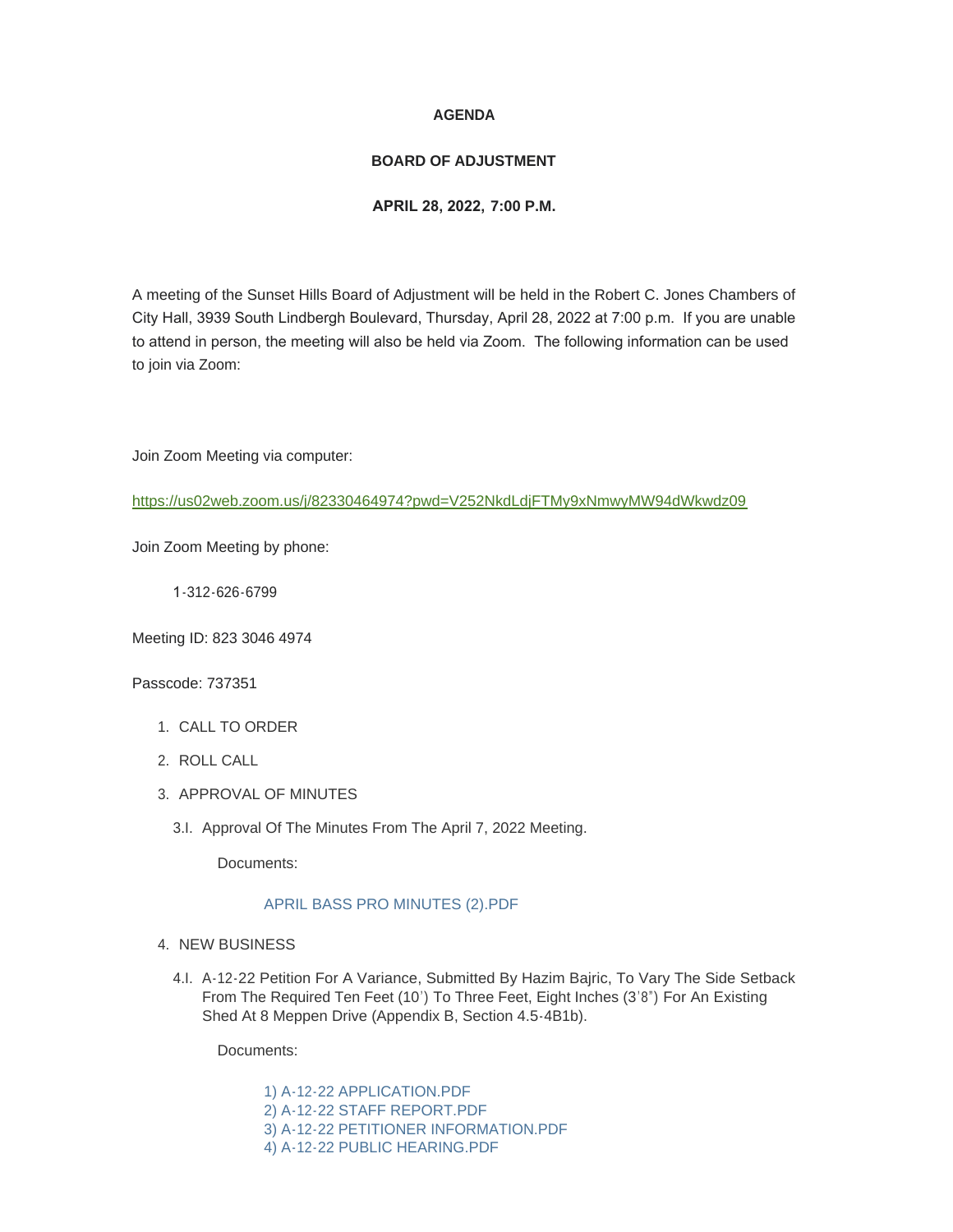**AGENDA**

**BOARD OF ADJUSTMENT**

**APRIL 28, 2022, 7:00 P.M.**

A meeting of the Sunset Hills Board of Adjustment will be held in the Robert C. Jones Chambers of City Hall, 3939 South Lindbergh Boulevard, Thursday, April 28, 2022 at 7:00 p.m. If you are unable to attend in person, the meeting will also be held via Zoom. The following information can be used to join via Zoom:

Join Zoom Meeting via computer:

https://us02web.zoom.us/j/82330464974?pwd=V252NkdLdjFTMy9xNmwyMW94dWkwdz09

Join Zoom Meeting by phone:

1-312-626-6799

Meeting ID: 823 3046 4974

Passcode: 737351

1. CALL TO ORDER
2. ROLL CALL
3. APPROVAL OF MINUTES
   - 3.I. Approval Of The Minutes From The April 7, 2022 Meeting.

     Documents:

     APRIL BASS PRO MINUTES (2).PDF
4. NEW BUSINESS
   - 4.I. A-12-22 Petition For A Variance, Submitted By Hazim Bajric, To Vary The Side Setback From The Required Ten Feet (10') To Three Feet, Eight Inches (3'8") For An Existing Shed At 8 Meppen Drive (Appendix B, Section 4.5-4B1b).

     Documents:

     1) A-12-22 APPLICATION.PDF
     2) A-12-22 STAFF REPORT.PDF
     3) A-12-22 PETITIONER INFORMATION.PDF
     4) A-12-22 PUBLIC HEARING.PDF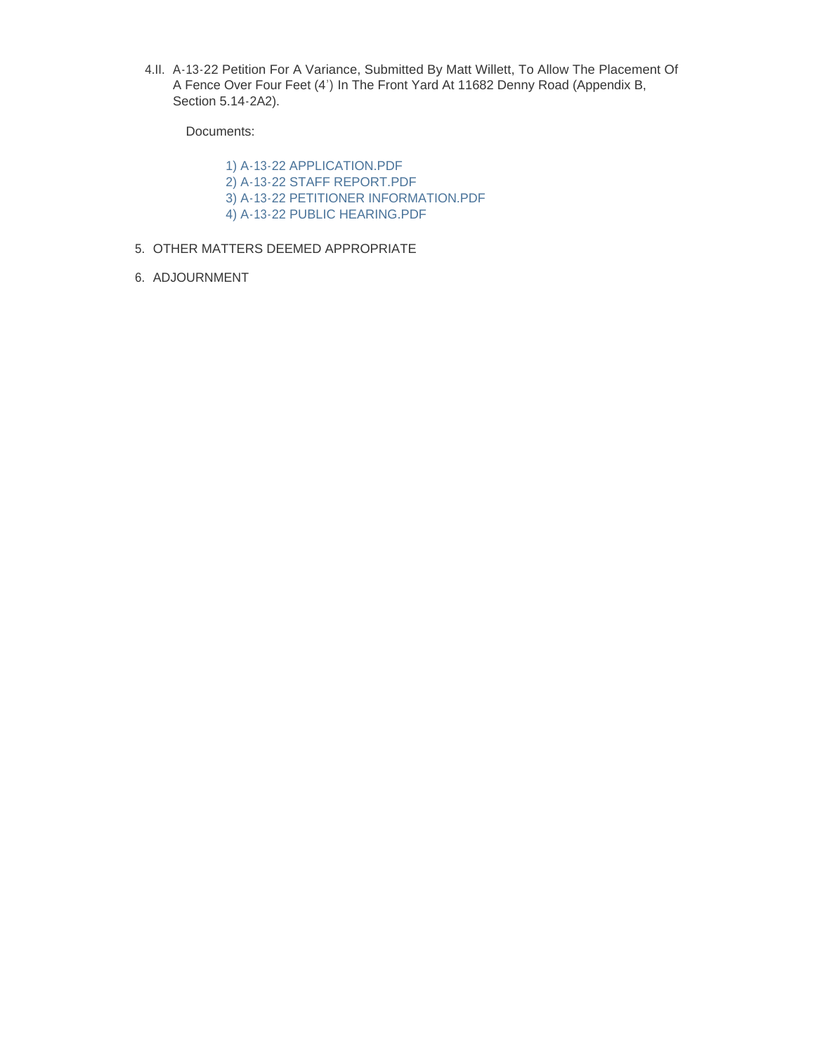4.II. A-13-22 Petition For A Variance, Submitted By Matt Willett, To Allow The Placement Of A Fence Over Four Feet (4') In The Front Yard At 11682 Denny Road (Appendix B, Section 5.14-2A2).

Documents:

1) A-13-22 APPLICATION.PDF
2) A-13-22 STAFF REPORT.PDF
3) A-13-22 PETITIONER INFORMATION.PDF
4) A-13-22 PUBLIC HEARING.PDF

5. OTHER MATTERS DEEMED APPROPRIATE

6. ADJOURNMENT